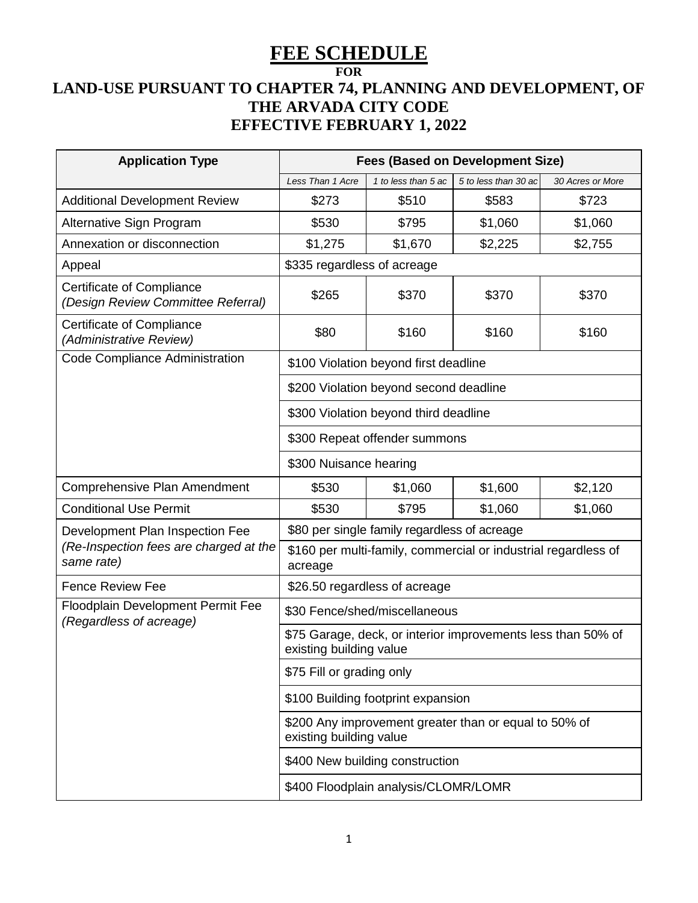# FEE SCHEDULE

**FOR**

## LAND-USE PURSUANT TO CHAPTER 74, PLANNING AND DEVELOPMENT, OF THE ARVADA CITY CODE

## EFFECTIVE FEBRUARY 1, 2022

| Application Type | Fees (Based on Development Size) | | | |
|---|---|---|---|---|
| | *Less Than 1 Acre* | *1 to less than 5 ac* | *5 to less than 30 ac* | *30 Acres or More* |
| Additional Development Review | $273 | $510 | $583 | $723 |
| Alternative Sign Program | $530 | $795 | $1,060 | $1,060 |
| Annexation or disconnection | $1,275 | $1,670 | $2,225 | $2,755 |
| Appeal | $335 regardless of acreage | | | |
| Certificate of Compliance *(Design Review Committee Referral)* | $265 | $370 | $370 | $370 |
| Certificate of Compliance *(Administrative Review)* | $80 | $160 | $160 | $160 |
| Code Compliance Administration | $100 Violation beyond first deadline | | | |
| | $200 Violation beyond second deadline | | | |
| | $300 Violation beyond third deadline | | | |
| | $300 Repeat offender summons | | | |
| | $300 Nuisance hearing | | | |
| Comprehensive Plan Amendment | $530 | $1,060 | $1,600 | $2,120 |
| Conditional Use Permit | $530 | $795 | $1,060 | $1,060 |
| Development Plan Inspection Fee *(Re-Inspection fees are charged at the same rate)* | $80 per single family regardless of acreage | | | |
| | $160 per multi-family, commercial or industrial regardless of acreage | | | |
| Fence Review Fee | $26.50 regardless of acreage | | | |
| Floodplain Development Permit Fee *(Regardless of acreage)* | $30 Fence/shed/miscellaneous | | | |
| | $75 Garage, deck, or interior improvements less than 50% of existing building value | | | |
| | $75 Fill or grading only | | | |
| | $100 Building footprint expansion | | | |
| | $200 Any improvement greater than or equal to 50% of existing building value | | | |
| | $400 New building construction | | | |
| | $400 Floodplain analysis/CLOMR/LOMR | | | |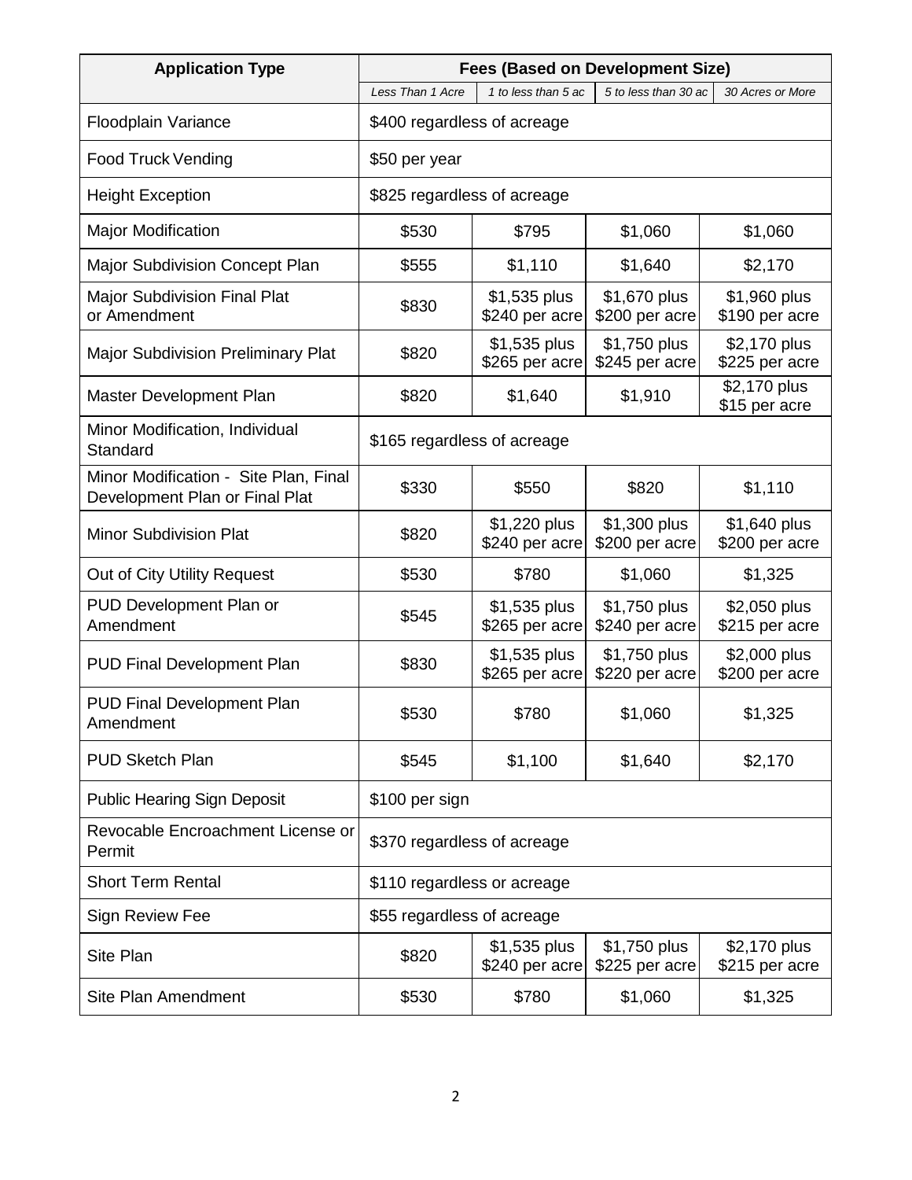| Application Type | Fees (Based on Development Size) | | | |
|---|---|---|---|---|
| | *Less Than 1 Acre* | *1 to less than 5 ac* | *5 to less than 30 ac* | *30 Acres or More* |
| Floodplain Variance | $400 regardless of acreage | | | |
| Food Truck Vending | $50 per year | | | |
| Height Exception | $825 regardless of acreage | | | |
| Major Modification | $530 | $795 | $1,060 | $1,060 |
| Major Subdivision Concept Plan | $555 | $1,110 | $1,640 | $2,170 |
| Major Subdivision Final Plat or Amendment | $830 | $1,535 plus $240 per acre | $1,670 plus $200 per acre | $1,960 plus $190 per acre |
| Major Subdivision Preliminary Plat | $820 | $1,535 plus $265 per acre | $1,750 plus $245 per acre | $2,170 plus $225 per acre |
| Master Development Plan | $820 | $1,640 | $1,910 | $2,170 plus $15 per acre |
| Minor Modification, Individual Standard | $165 regardless of acreage | | | |
| Minor Modification - Site Plan, Final Development Plan or Final Plat | $330 | $550 | $820 | $1,110 |
| Minor Subdivision Plat | $820 | $1,220 plus $240 per acre | $1,300 plus $200 per acre | $1,640 plus $200 per acre |
| Out of City Utility Request | $530 | $780 | $1,060 | $1,325 |
| PUD Development Plan or Amendment | $545 | $1,535 plus $265 per acre | $1,750 plus $240 per acre | $2,050 plus $215 per acre |
| PUD Final Development Plan | $830 | $1,535 plus $265 per acre | $1,750 plus $220 per acre | $2,000 plus $200 per acre |
| PUD Final Development Plan Amendment | $530 | $780 | $1,060 | $1,325 |
| PUD Sketch Plan | $545 | $1,100 | $1,640 | $2,170 |
| Public Hearing Sign Deposit | $100 per sign | | | |
| Revocable Encroachment License or Permit | $370 regardless of acreage | | | |
| Short Term Rental | $110 regardless or acreage | | | |
| Sign Review Fee | $55 regardless of acreage | | | |
| Site Plan | $820 | $1,535 plus $240 per acre | $1,750 plus $225 per acre | $2,170 plus $215 per acre |
| Site Plan Amendment | $530 | $780 | $1,060 | $1,325 |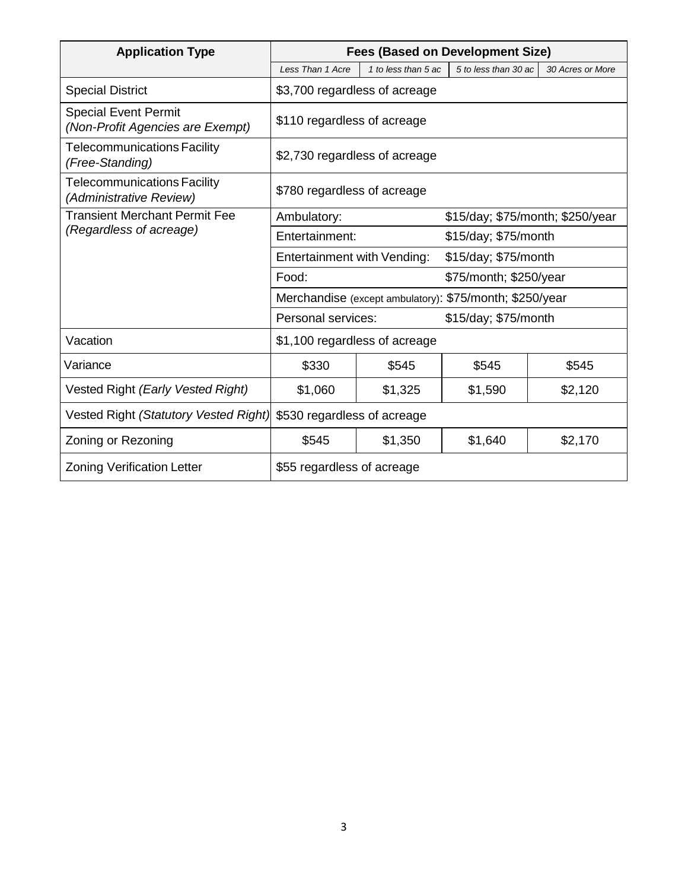| Application Type | Fees (Based on Development Size) | | | |
|---|---|---|---|---|
| | *Less Than 1 Acre* | *1 to less than 5 ac* | *5 to less than 30 ac* | *30 Acres or More* |
| Special District | $3,700 regardless of acreage | | | |
| Special Event Permit *(Non-Profit Agencies are Exempt)* | $110 regardless of acreage | | | |
| Telecommunications Facility *(Free-Standing)* | $2,730 regardless of acreage | | | |
| Telecommunications Facility *(Administrative Review)* | $780 regardless of acreage | | | |
| Transient Merchant Permit Fee *(Regardless of acreage)* | Ambulatory: | | $15/day; $75/month; $250/year | |
| | Entertainment: | | $15/day; $75/month | |
| | Entertainment with Vending: | | $15/day; $75/month | |
| | Food: | | $75/month; $250/year | |
| | Merchandise (except ambulatory): $75/month; $250/year | | | |
| | Personal services: | | $15/day; $75/month | |
| Vacation | $1,100 regardless of acreage | | | |
| Variance | $330 | $545 | $545 | $545 |
| Vested Right *(Early Vested Right)* | $1,060 | $1,325 | $1,590 | $2,120 |
| Vested Right *(Statutory Vested Right)* | $530 regardless of acreage | | | |
| Zoning or Rezoning | $545 | $1,350 | $1,640 | $2,170 |
| Zoning Verification Letter | $55 regardless of acreage | | | |